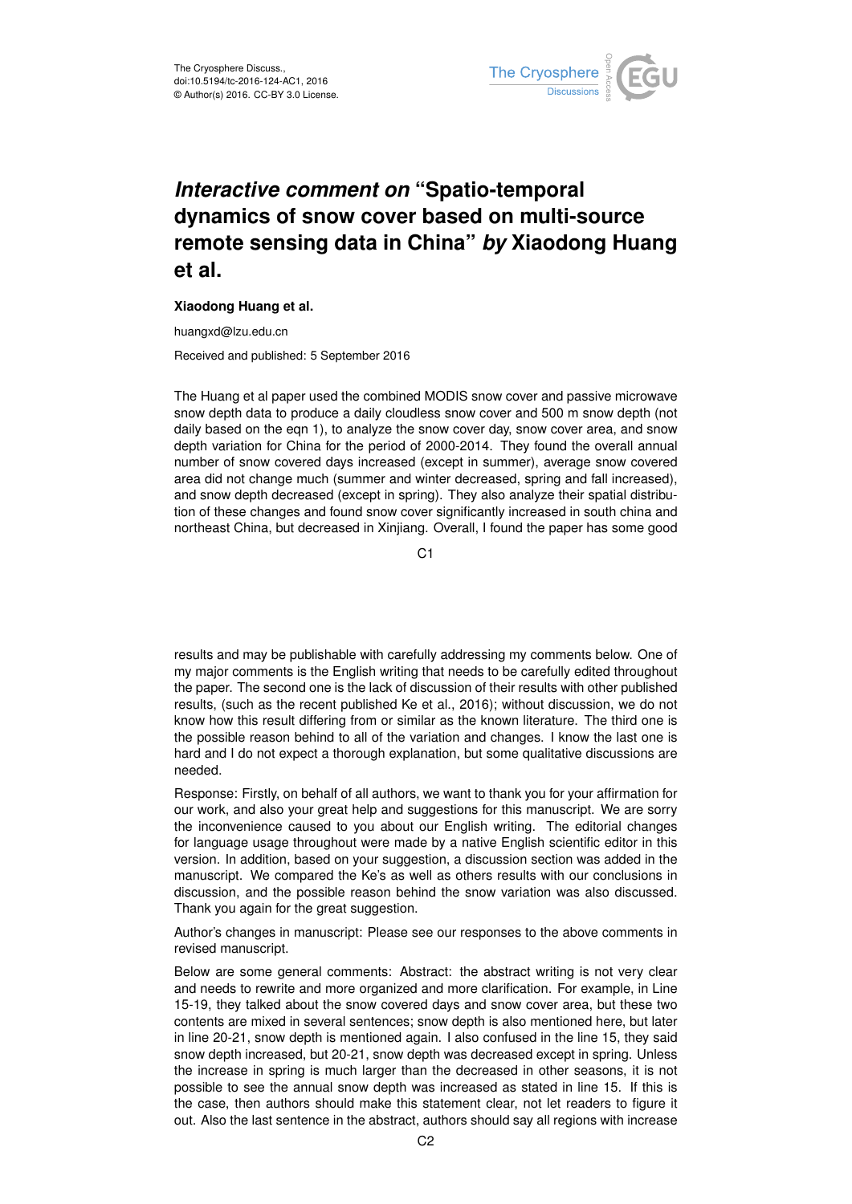# *Interactive comment on* "Spatio-temporal dynamics of snow cover based on multi-source remote sensing data in China" *by* Xiaodong Huang et al.

**Xiaodong Huang et al.**

huangxd@lzu.edu.cn

Received and published: 5 September 2016

The Huang et al paper used the combined MODIS snow cover and passive microwave snow depth data to produce a daily cloudless snow cover and 500 m snow depth (not daily based on the eqn 1), to analyze the snow cover day, snow cover area, and snow depth variation for China for the period of 2000-2014. They found the overall annual number of snow covered days increased (except in summer), average snow covered area did not change much (summer and winter decreased, spring and fall increased), and snow depth decreased (except in spring). They also analyze their spatial distribution of these changes and found snow cover significantly increased in south china and northeast China, but decreased in Xinjiang. Overall, I found the paper has some good results and may be publishable with carefully addressing my comments below. One of my major comments is the English writing that needs to be carefully edited throughout the paper. The second one is the lack of discussion of their results with other published results, (such as the recent published Ke et al., 2016); without discussion, we do not know how this result differing from or similar as the known literature. The third one is the possible reason behind to all of the variation and changes. I know the last one is hard and I do not expect a thorough explanation, but some qualitative discussions are needed.

Response: Firstly, on behalf of all authors, we want to thank you for your affirmation for our work, and also your great help and suggestions for this manuscript. We are sorry the inconvenience caused to you about our English writing. The editorial changes for language usage throughout were made by a native English scientific editor in this version. In addition, based on your suggestion, a discussion section was added in the manuscript. We compared the Ke's as well as others results with our conclusions in discussion, and the possible reason behind the snow variation was also discussed. Thank you again for the great suggestion.

Author's changes in manuscript: Please see our responses to the above comments in revised manuscript.

Below are some general comments: Abstract: the abstract writing is not very clear and needs to rewrite and more organized and more clarification. For example, in Line 15-19, they talked about the snow covered days and snow cover area, but these two contents are mixed in several sentences; snow depth is also mentioned here, but later in line 20-21, snow depth is mentioned again. I also confused in the line 15, they said snow depth increased, but 20-21, snow depth was decreased except in spring. Unless the increase in spring is much larger than the decreased in other seasons, it is not possible to see the annual snow depth was increased as stated in line 15. If this is the case, then authors should make this statement clear, not let readers to figure it out. Also the last sentence in the abstract, authors should say all regions with increase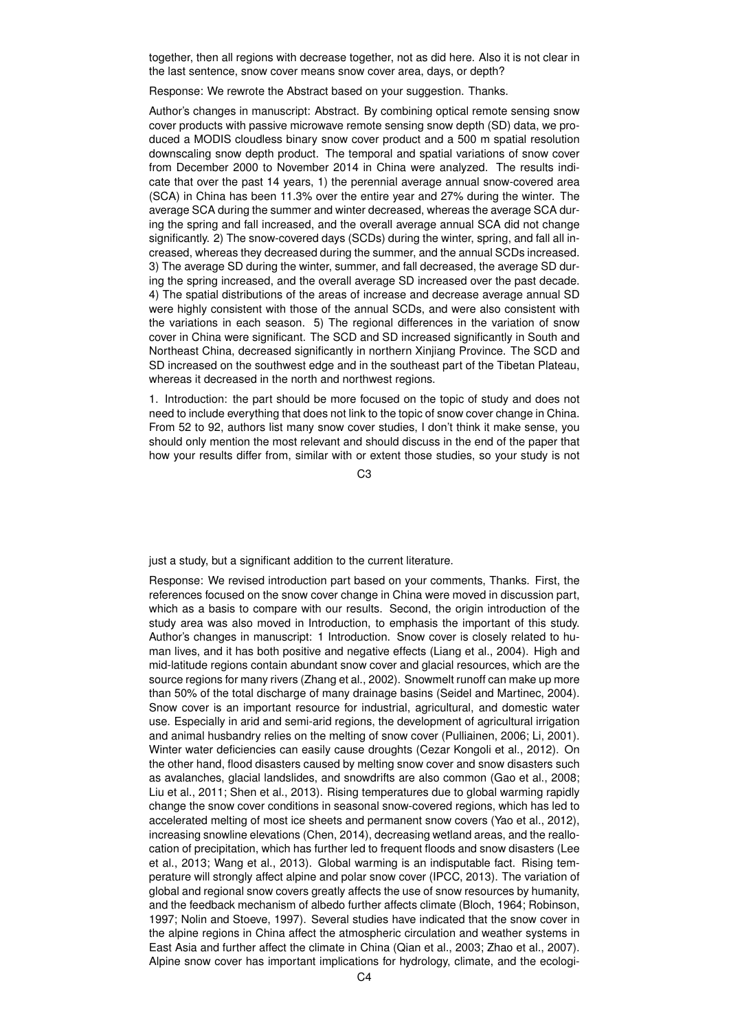together, then all regions with decrease together, not as did here. Also it is not clear in the last sentence, snow cover means snow cover area, days, or depth?

Response: We rewrote the Abstract based on your suggestion. Thanks.

Author's changes in manuscript: Abstract. By combining optical remote sensing snow cover products with passive microwave remote sensing snow depth (SD) data, we produced a MODIS cloudless binary snow cover product and a 500 m spatial resolution downscaling snow depth product. The temporal and spatial variations of snow cover from December 2000 to November 2014 in China were analyzed. The results indicate that over the past 14 years, 1) the perennial average annual snow-covered area (SCA) in China has been 11.3% over the entire year and 27% during the winter. The average SCA during the summer and winter decreased, whereas the average SCA during the spring and fall increased, and the overall average annual SCA did not change significantly. 2) The snow-covered days (SCDs) during the winter, spring, and fall all increased, whereas they decreased during the summer, and the annual SCDs increased. 3) The average SD during the winter, summer, and fall decreased, the average SD during the spring increased, and the overall average SD increased over the past decade. 4) The spatial distributions of the areas of increase and decrease average annual SD were highly consistent with those of the annual SCDs, and were also consistent with the variations in each season. 5) The regional differences in the variation of snow cover in China were significant. The SCD and SD increased significantly in South and Northeast China, decreased significantly in northern Xinjiang Province. The SCD and SD increased on the southwest edge and in the southeast part of the Tibetan Plateau, whereas it decreased in the north and northwest regions.

1. Introduction: the part should be more focused on the topic of study and does not need to include everything that does not link to the topic of snow cover change in China. From 52 to 92, authors list many snow cover studies, I don't think it make sense, you should only mention the most relevant and should discuss in the end of the paper that how your results differ from, similar with or extent those studies, so your study is not just a study, but a significant addition to the current literature.

Response: We revised introduction part based on your comments, Thanks. First, the references focused on the snow cover change in China were moved in discussion part, which as a basis to compare with our results. Second, the origin introduction of the study area was also moved in Introduction, to emphasis the important of this study. Author's changes in manuscript: 1 Introduction. Snow cover is closely related to human lives, and it has both positive and negative effects (Liang et al., 2004). High and mid-latitude regions contain abundant snow cover and glacial resources, which are the source regions for many rivers (Zhang et al., 2002). Snowmelt runoff can make up more than 50% of the total discharge of many drainage basins (Seidel and Martinec, 2004). Snow cover is an important resource for industrial, agricultural, and domestic water use. Especially in arid and semi-arid regions, the development of agricultural irrigation and animal husbandry relies on the melting of snow cover (Pulliainen, 2006; Li, 2001). Winter water deficiencies can easily cause droughts (Cezar Kongoli et al., 2012). On the other hand, flood disasters caused by melting snow cover and snow disasters such as avalanches, glacial landslides, and snowdrifts are also common (Gao et al., 2008; Liu et al., 2011; Shen et al., 2013). Rising temperatures due to global warming rapidly change the snow cover conditions in seasonal snow-covered regions, which has led to accelerated melting of most ice sheets and permanent snow covers (Yao et al., 2012), increasing snowline elevations (Chen, 2014), decreasing wetland areas, and the reallocation of precipitation, which has further led to frequent floods and snow disasters (Lee et al., 2013; Wang et al., 2013). Global warming is an indisputable fact. Rising temperature will strongly affect alpine and polar snow cover (IPCC, 2013). The variation of global and regional snow covers greatly affects the use of snow resources by humanity, and the feedback mechanism of albedo further affects climate (Bloch, 1964; Robinson, 1997; Nolin and Stoeve, 1997). Several studies have indicated that the snow cover in the alpine regions in China affect the atmospheric circulation and weather systems in East Asia and further affect the climate in China (Qian et al., 2003; Zhao et al., 2007). Alpine snow cover has important implications for hydrology, climate, and the ecologi-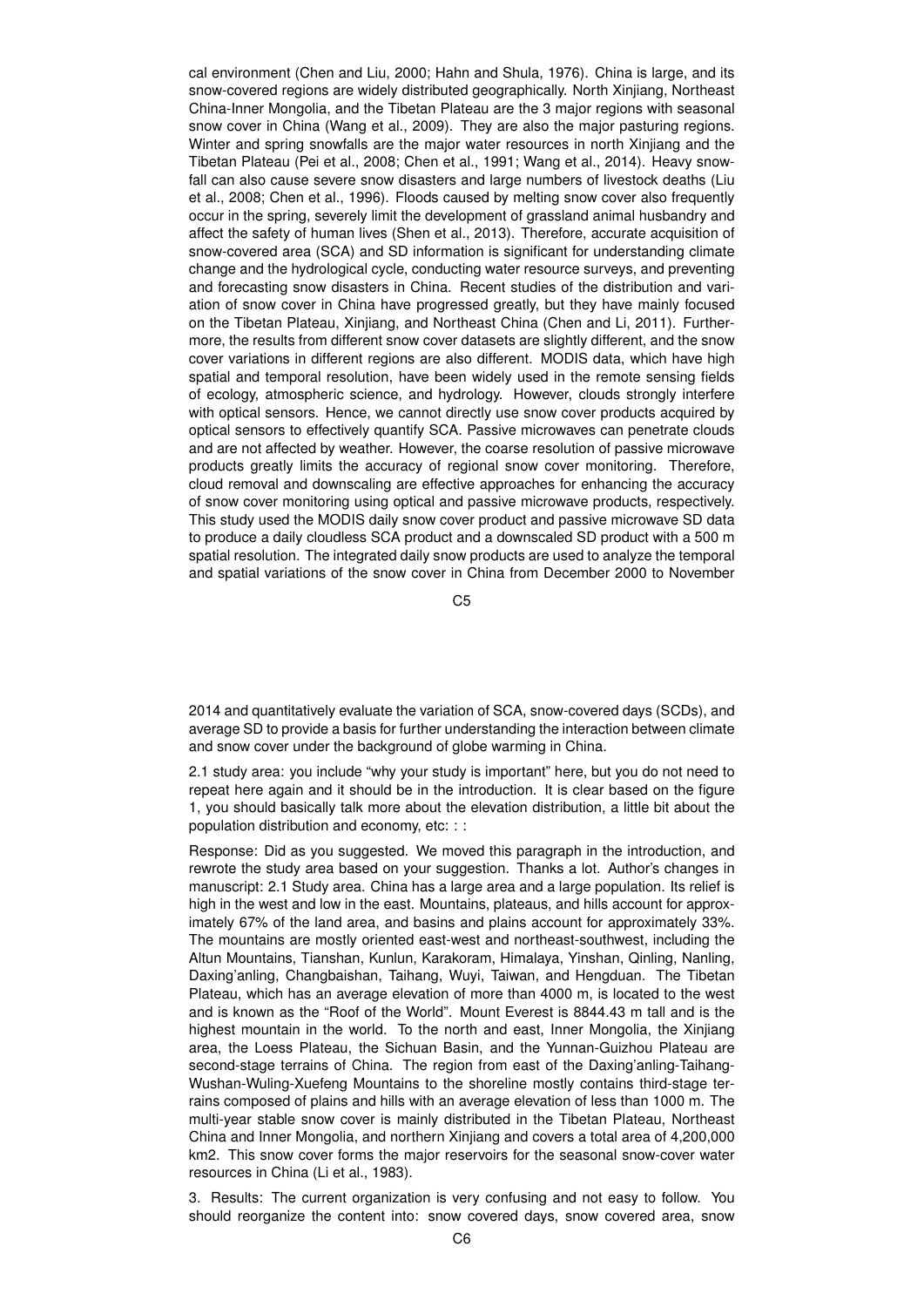cal environment (Chen and Liu, 2000; Hahn and Shula, 1976). China is large, and its snow-covered regions are widely distributed geographically. North Xinjiang, Northeast China-Inner Mongolia, and the Tibetan Plateau are the 3 major regions with seasonal snow cover in China (Wang et al., 2009). They are also the major pasturing regions. Winter and spring snowfalls are the major water resources in north Xinjiang and the Tibetan Plateau (Pei et al., 2008; Chen et al., 1991; Wang et al., 2014). Heavy snowfall can also cause severe snow disasters and large numbers of livestock deaths (Liu et al., 2008; Chen et al., 1996). Floods caused by melting snow cover also frequently occur in the spring, severely limit the development of grassland animal husbandry and affect the safety of human lives (Shen et al., 2013). Therefore, accurate acquisition of snow-covered area (SCA) and SD information is significant for understanding climate change and the hydrological cycle, conducting water resource surveys, and preventing and forecasting snow disasters in China. Recent studies of the distribution and variation of snow cover in China have progressed greatly, but they have mainly focused on the Tibetan Plateau, Xinjiang, and Northeast China (Chen and Li, 2011). Furthermore, the results from different snow cover datasets are slightly different, and the snow cover variations in different regions are also different. MODIS data, which have high spatial and temporal resolution, have been widely used in the remote sensing fields of ecology, atmospheric science, and hydrology. However, clouds strongly interfere with optical sensors. Hence, we cannot directly use snow cover products acquired by optical sensors to effectively quantify SCA. Passive microwaves can penetrate clouds and are not affected by weather. However, the coarse resolution of passive microwave products greatly limits the accuracy of regional snow cover monitoring. Therefore, cloud removal and downscaling are effective approaches for enhancing the accuracy of snow cover monitoring using optical and passive microwave products, respectively. This study used the MODIS daily snow cover product and passive microwave SD data to produce a daily cloudless SCA product and a downscaled SD product with a 500 m spatial resolution. The integrated daily snow products are used to analyze the temporal and spatial variations of the snow cover in China from December 2000 to November 2014 and quantitatively evaluate the variation of SCA, snow-covered days (SCDs), and average SD to provide a basis for further understanding the interaction between climate and snow cover under the background of globe warming in China.

2.1 study area: you include "why your study is important" here, but you do not need to repeat here again and it should be in the introduction. It is clear based on the figure 1, you should basically talk more about the elevation distribution, a little bit about the population distribution and economy, etc: : :

Response: Did as you suggested. We moved this paragraph in the introduction, and rewrote the study area based on your suggestion. Thanks a lot. Author's changes in manuscript: 2.1 Study area. China has a large area and a large population. Its relief is high in the west and low in the east. Mountains, plateaus, and hills account for approximately 67% of the land area, and basins and plains account for approximately 33%. The mountains are mostly oriented east-west and northeast-southwest, including the Altun Mountains, Tianshan, Kunlun, Karakoram, Himalaya, Yinshan, Qinling, Nanling, Daxing'anling, Changbaishan, Taihang, Wuyi, Taiwan, and Hengduan. The Tibetan Plateau, which has an average elevation of more than 4000 m, is located to the west and is known as the "Roof of the World". Mount Everest is 8844.43 m tall and is the highest mountain in the world. To the north and east, Inner Mongolia, the Xinjiang area, the Loess Plateau, the Sichuan Basin, and the Yunnan-Guizhou Plateau are second-stage terrains of China. The region from east of the Daxing'anling-Taihang-Wushan-Wuling-Xuefeng Mountains to the shoreline mostly contains third-stage terrains composed of plains and hills with an average elevation of less than 1000 m. The multi-year stable snow cover is mainly distributed in the Tibetan Plateau, Northeast China and Inner Mongolia, and northern Xinjiang and covers a total area of 4,200,000 km2. This snow cover forms the major reservoirs for the seasonal snow-cover water resources in China (Li et al., 1983).

3. Results: The current organization is very confusing and not easy to follow. You should reorganize the content into: snow covered days, snow covered area, snow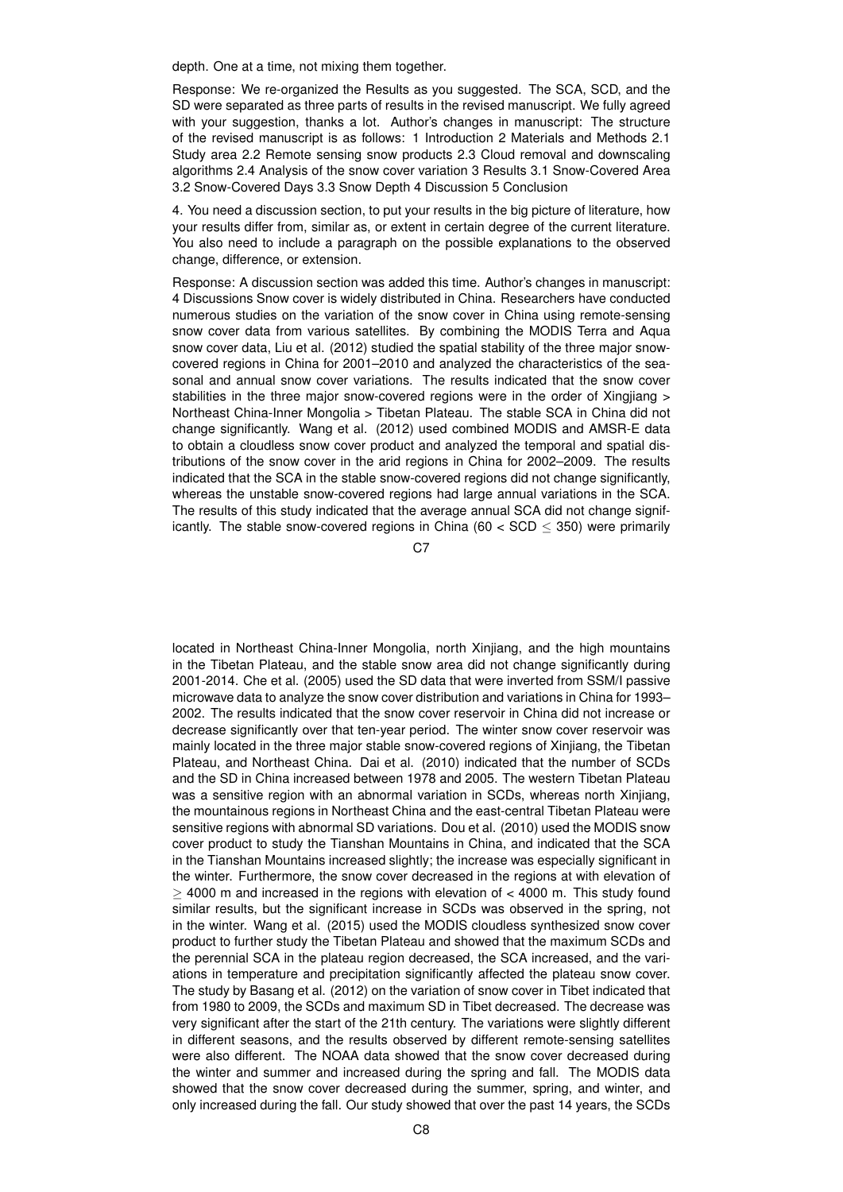depth. One at a time, not mixing them together.

Response: We re-organized the Results as you suggested. The SCA, SCD, and the SD were separated as three parts of results in the revised manuscript. We fully agreed with your suggestion, thanks a lot. Author's changes in manuscript: The structure of the revised manuscript is as follows: 1 Introduction 2 Materials and Methods 2.1 Study area 2.2 Remote sensing snow products 2.3 Cloud removal and downscaling algorithms 2.4 Analysis of the snow cover variation 3 Results 3.1 Snow-Covered Area 3.2 Snow-Covered Days 3.3 Snow Depth 4 Discussion 5 Conclusion

4. You need a discussion section, to put your results in the big picture of literature, how your results differ from, similar as, or extent in certain degree of the current literature. You also need to include a paragraph on the possible explanations to the observed change, difference, or extension.

Response: A discussion section was added this time. Author's changes in manuscript: 4 Discussions Snow cover is widely distributed in China. Researchers have conducted numerous studies on the variation of the snow cover in China using remote-sensing snow cover data from various satellites. By combining the MODIS Terra and Aqua snow cover data, Liu et al. (2012) studied the spatial stability of the three major snow-covered regions in China for 2001–2010 and analyzed the characteristics of the seasonal and annual snow cover variations. The results indicated that the snow cover stabilities in the three major snow-covered regions were in the order of Xingjiang > Northeast China-Inner Mongolia > Tibetan Plateau. The stable SCA in China did not change significantly. Wang et al. (2012) used combined MODIS and AMSR-E data to obtain a cloudless snow cover product and analyzed the temporal and spatial distributions of the snow cover in the arid regions in China for 2002–2009. The results indicated that the SCA in the stable snow-covered regions did not change significantly, whereas the unstable snow-covered regions had large annual variations in the SCA. The results of this study indicated that the average annual SCA did not change significantly. The stable snow-covered regions in China ($60 < SCD \leq 350$) were primarily located in Northeast China-Inner Mongolia, north Xinjiang, and the high mountains in the Tibetan Plateau, and the stable snow area did not change significantly during 2001-2014. Che et al. (2005) used the SD data that were inverted from SSM/I passive microwave data to analyze the snow cover distribution and variations in China for 1993–2002. The results indicated that the snow cover reservoir in China did not increase or decrease significantly over that ten-year period. The winter snow cover reservoir was mainly located in the three major stable snow-covered regions of Xinjiang, the Tibetan Plateau, and Northeast China. Dai et al. (2010) indicated that the number of SCDs and the SD in China increased between 1978 and 2005. The western Tibetan Plateau was a sensitive region with an abnormal variation in SCDs, whereas north Xinjiang, the mountainous regions in Northeast China and the east-central Tibetan Plateau were sensitive regions with abnormal SD variations. Dou et al. (2010) used the MODIS snow cover product to study the Tianshan Mountains in China, and indicated that the SCA in the Tianshan Mountains increased slightly; the increase was especially significant in the winter. Furthermore, the snow cover decreased in the regions at with elevation of $\geq 4000$ m and increased in the regions with elevation of $< 4000$ m. This study found similar results, but the significant increase in SCDs was observed in the spring, not in the winter. Wang et al. (2015) used the MODIS cloudless synthesized snow cover product to further study the Tibetan Plateau and showed that the maximum SCDs and the perennial SCA in the plateau region decreased, the SCA increased, and the variations in temperature and precipitation significantly affected the plateau snow cover. The study by Basang et al. (2012) on the variation of snow cover in Tibet indicated that from 1980 to 2009, the SCDs and maximum SD in Tibet decreased. The decrease was very significant after the start of the 21th century. The variations were slightly different in different seasons, and the results observed by different remote-sensing satellites were also different. The NOAA data showed that the snow cover decreased during the winter and summer and increased during the spring and fall. The MODIS data showed that the snow cover decreased during the summer, spring, and winter, and only increased during the fall. Our study showed that over the past 14 years, the SCDs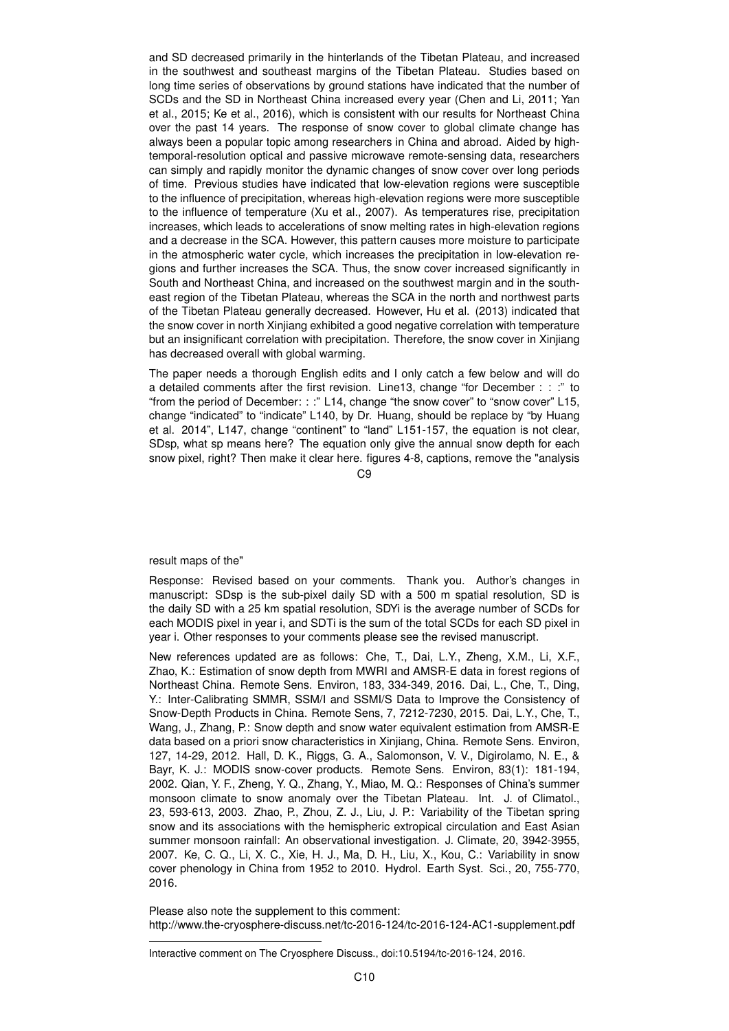and SD decreased primarily in the hinterlands of the Tibetan Plateau, and increased in the southwest and southeast margins of the Tibetan Plateau. Studies based on long time series of observations by ground stations have indicated that the number of SCDs and the SD in Northeast China increased every year (Chen and Li, 2011; Yan et al., 2015; Ke et al., 2016), which is consistent with our results for Northeast China over the past 14 years. The response of snow cover to global climate change has always been a popular topic among researchers in China and abroad. Aided by high-temporal-resolution optical and passive microwave remote-sensing data, researchers can simply and rapidly monitor the dynamic changes of snow cover over long periods of time. Previous studies have indicated that low-elevation regions were susceptible to the influence of precipitation, whereas high-elevation regions were more susceptible to the influence of temperature (Xu et al., 2007). As temperatures rise, precipitation increases, which leads to accelerations of snow melting rates in high-elevation regions and a decrease in the SCA. However, this pattern causes more moisture to participate in the atmospheric water cycle, which increases the precipitation in low-elevation regions and further increases the SCA. Thus, the snow cover increased significantly in South and Northeast China, and increased on the southwest margin and in the southeast region of the Tibetan Plateau, whereas the SCA in the north and northwest parts of the Tibetan Plateau generally decreased. However, Hu et al. (2013) indicated that the snow cover in north Xinjiang exhibited a good negative correlation with temperature but an insignificant correlation with precipitation. Therefore, the snow cover in Xinjiang has decreased overall with global warming.

The paper needs a thorough English edits and I only catch a few below and will do a detailed comments after the first revision. Line13, change "for December : : :" to "from the period of December: : :" L14, change "the snow cover" to "snow cover" L15, change "indicated" to "indicate" L140, by Dr. Huang, should be replace by "by Huang et al. 2014", L147, change "continent" to "land" L151-157, the equation is not clear, SDsp, what sp means here? The equation only give the annual snow depth for each snow pixel, right? Then make it clear here. figures 4-8, captions, remove the "analysis result maps of the"

Response: Revised based on your comments. Thank you. Author's changes in manuscript: SDsp is the sub-pixel daily SD with a 500 m spatial resolution, SD is the daily SD with a 25 km spatial resolution, SDYi is the average number of SCDs for each MODIS pixel in year i, and SDTi is the sum of the total SCDs for each SD pixel in year i. Other responses to your comments please see the revised manuscript.

New references updated are as follows: Che, T., Dai, L.Y., Zheng, X.M., Li, X.F., Zhao, K.: Estimation of snow depth from MWRI and AMSR-E data in forest regions of Northeast China. Remote Sens. Environ, 183, 334-349, 2016. Dai, L., Che, T., Ding, Y.: Inter-Calibrating SMMR, SSM/I and SSMI/S Data to Improve the Consistency of Snow-Depth Products in China. Remote Sens, 7, 7212-7230, 2015. Dai, L.Y., Che, T., Wang, J., Zhang, P.: Snow depth and snow water equivalent estimation from AMSR-E data based on a priori snow characteristics in Xinjiang, China. Remote Sens. Environ, 127, 14-29, 2012. Hall, D. K., Riggs, G. A., Salomonson, V. V., Digirolamo, N. E., & Bayr, K. J.: MODIS snow-cover products. Remote Sens. Environ, 83(1): 181-194, 2002. Qian, Y. F., Zheng, Y. Q., Zhang, Y., Miao, M. Q.: Responses of China's summer monsoon climate to snow anomaly over the Tibetan Plateau. Int. J. of Climatol., 23, 593-613, 2003. Zhao, P., Zhou, Z. J., Liu, J. P.: Variability of the Tibetan spring snow and its associations with the hemispheric extropical circulation and East Asian summer monsoon rainfall: An observational investigation. J. Climate, 20, 3942-3955, 2007. Ke, C. Q., Li, X. C., Xie, H. J., Ma, D. H., Liu, X., Kou, C.: Variability in snow cover phenology in China from 1952 to 2010. Hydrol. Earth Syst. Sci., 20, 755-770, 2016.

Please also note the supplement to this comment:
http://www.the-cryosphere-discuss.net/tc-2016-124/tc-2016-124-AC1-supplement.pdf

Interactive comment on The Cryosphere Discuss., doi:10.5194/tc-2016-124, 2016.